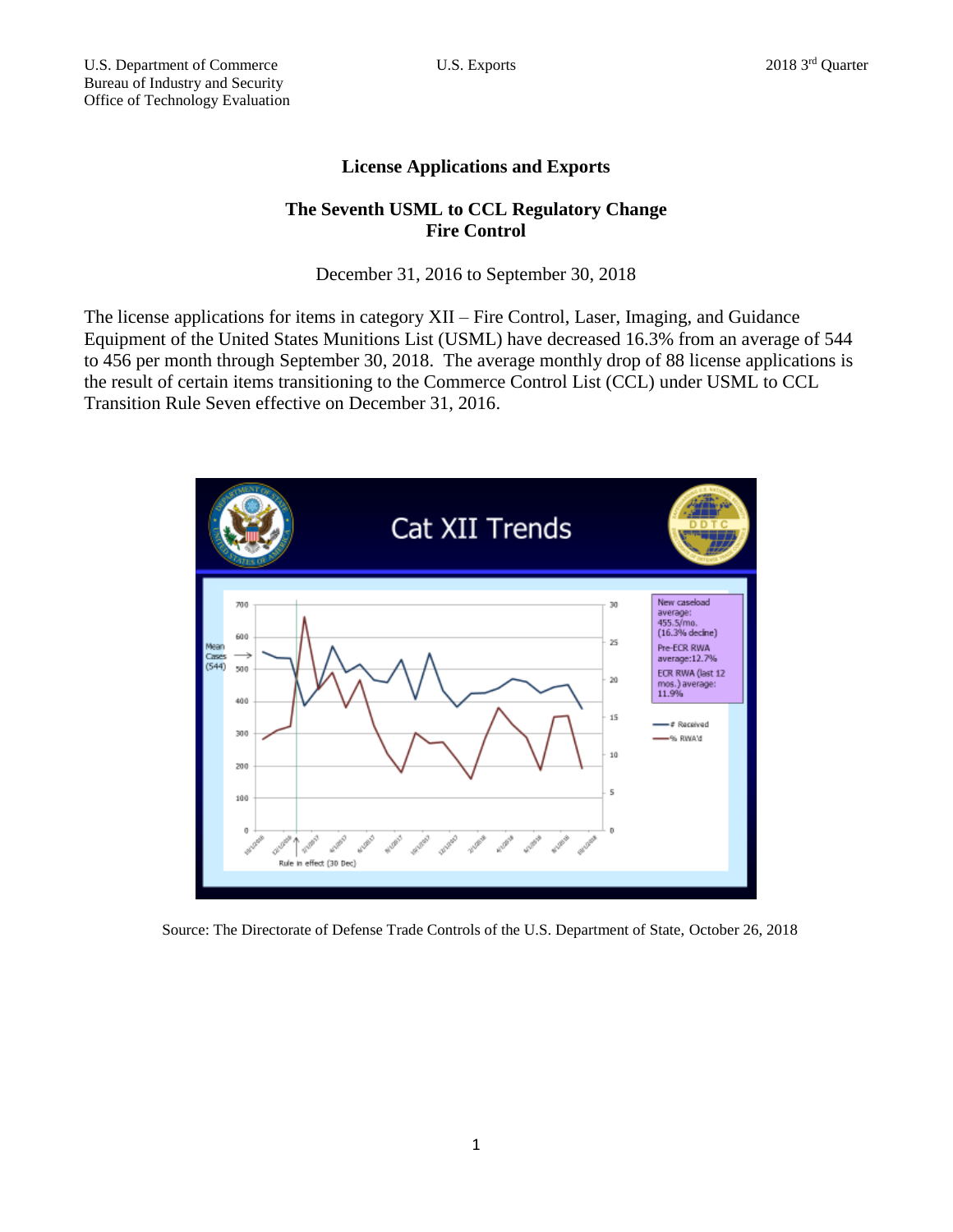U.S. Department of Commerce
Bureau of Industry and Security
Office of Technology Evaluation

U.S. Exports

2018 3rd Quarter

## License Applications and Exports

## The Seventh USML to CCL Regulatory Change
## Fire Control

December 31, 2016 to September 30, 2018

The license applications for items in category XII – Fire Control, Laser, Imaging, and Guidance Equipment of the United States Munitions List (USML) have decreased 16.3% from an average of 544 to 456 per month through September 30, 2018. The average monthly drop of 88 license applications is the result of certain items transitioning to the Commerce Control List (CCL) under USML to CCL Transition Rule Seven effective on December 31, 2016.

Cat XII Trends

Mean Cases (544)

700
600
500
400
300
200
100
0

30
25
20
15
10
5
0

New caseload average: 455.5/mo. (16.3% decline)

Pre-ECR RWA average:12.7%

ECR RWA (last 12 mos.) average: 11.9%

# Received

% RWA'd

Rule in effect (30 Dec)

Source: The Directorate of Defense Trade Controls of the U.S. Department of State, October 26, 2018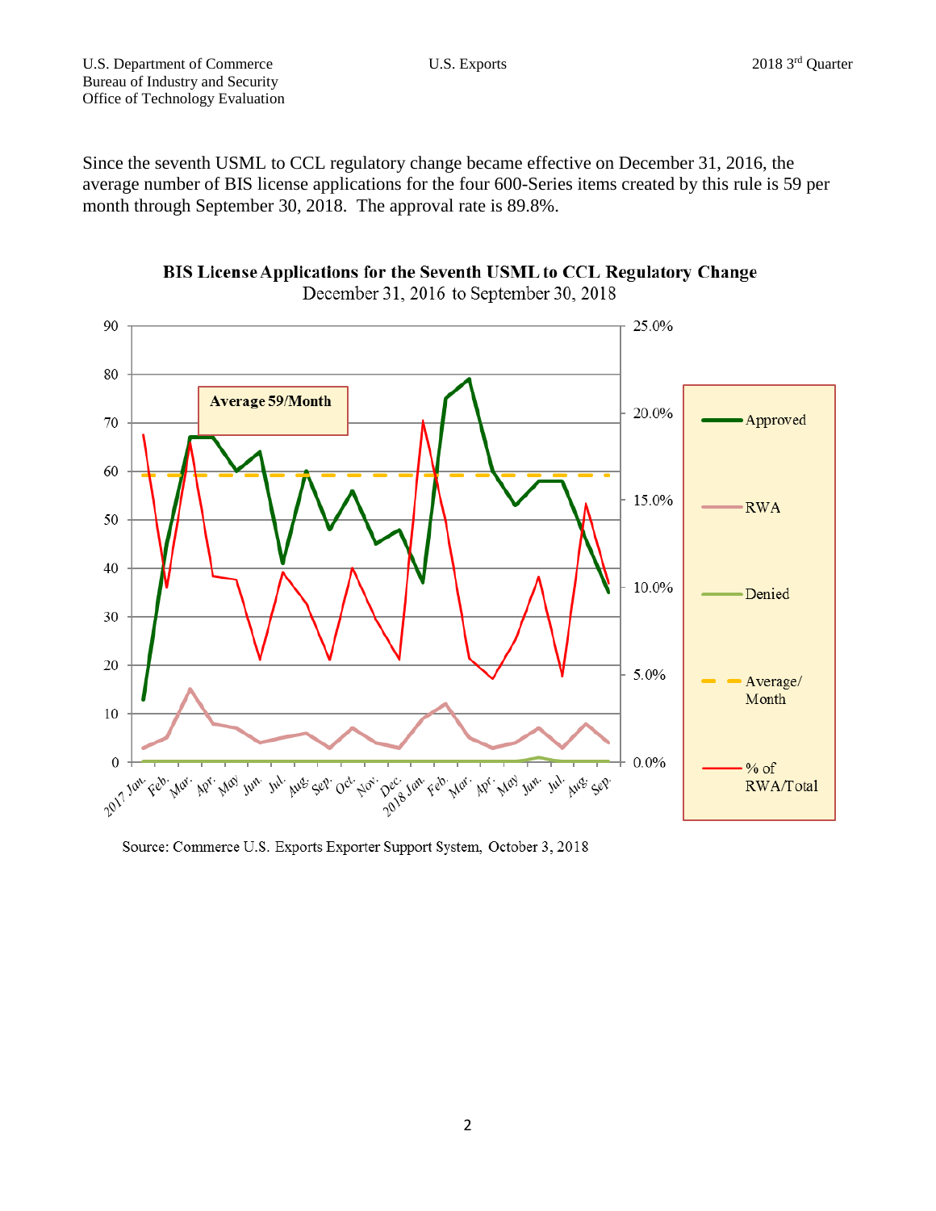Since the seventh USML to CCL regulatory change became effective on December 31, 2016, the average number of BIS license applications for the four 600-Series items created by this rule is 59 per month through September 30, 2018. The approval rate is 89.8%.

**BIS License Applications for the Seventh USML to CCL Regulatory Change**
December 31, 2016 to September 30, 2018

Average 59/Month

90
80
70
60
50
40
30
20
10
0

25.0%
20.0%
15.0%
10.0%
5.0%
0.0%

2017 Jan. Feb. Mar. Apr. May Jun. Jul. Aug. Sep. Oct. Nov. Dec. 2018 Jan. Feb. Mar. Apr. May Jun. Jul. Aug. Sep.

Approved
RWA
Denied
Average/ Month
% of RWA/Total

Source: Commerce U.S. Exports Exporter Support System, October 3, 2018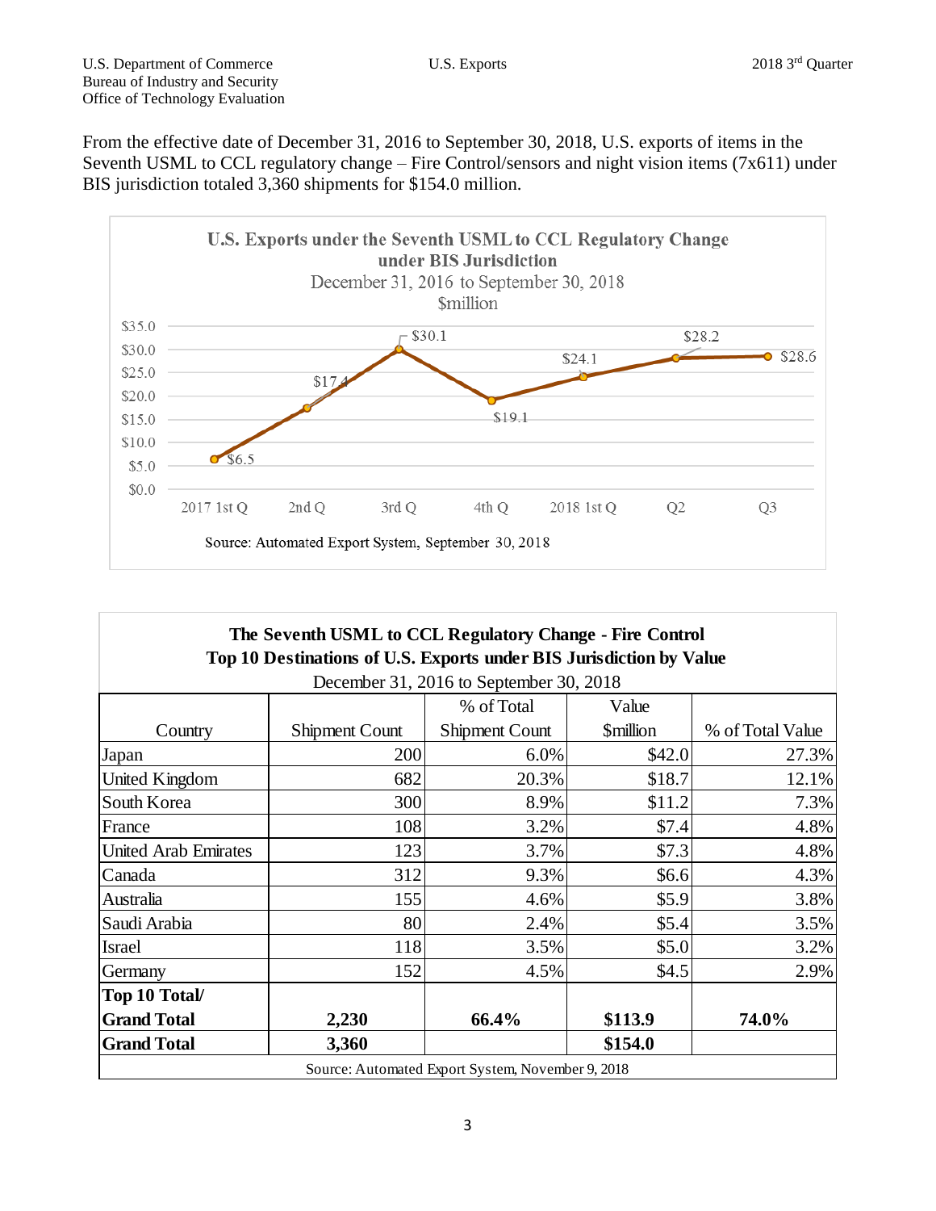From the effective date of December 31, 2016 to September 30, 2018, U.S. exports of items in the Seventh USML to CCL regulatory change – Fire Control/sensors and night vision items (7x611) under BIS jurisdiction totaled 3,360 shipments for $154.0 million.

U.S. Exports under the Seventh USML to CCL Regulatory Change under BIS Jurisdiction

December 31, 2016 to September 30, 2018

$million

$35.0
$30.0
$25.0
$20.0
$15.0
$10.0
$5.0
$0.0

$6.5
$17.4
$30.1
$19.1
$24.1
$28.2
$28.6

2017 1st Q
2nd Q
3rd Q
4th Q
2018 1st Q
Q2
Q3

Source: Automated Export System, September 30, 2018

**The Seventh USML to CCL Regulatory Change - Fire Control**
**Top 10 Destinations of U.S. Exports under BIS Jurisdiction by Value**
December 31, 2016 to September 30, 2018

| Country | Shipment Count | % of Total Shipment Count | Value $million | % of Total Value |
|---|---|---|---|---|
| Japan | 200 | 6.0% | $42.0 | 27.3% |
| United Kingdom | 682 | 20.3% | $18.7 | 12.1% |
| South Korea | 300 | 8.9% | $11.2 | 7.3% |
| France | 108 | 3.2% | $7.4 | 4.8% |
| United Arab Emirates | 123 | 3.7% | $7.3 | 4.8% |
| Canada | 312 | 9.3% | $6.6 | 4.3% |
| Australia | 155 | 4.6% | $5.9 | 3.8% |
| Saudi Arabia | 80 | 2.4% | $5.4 | 3.5% |
| Israel | 118 | 3.5% | $5.0 | 3.2% |
| Germany | 152 | 4.5% | $4.5 | 2.9% |
| **Top 10 Total/ Grand Total** | **2,230** | **66.4%** | **$113.9** | **74.0%** |
| **Grand Total** | **3,360** | | **$154.0** | |

Source: Automated Export System, November 9, 2018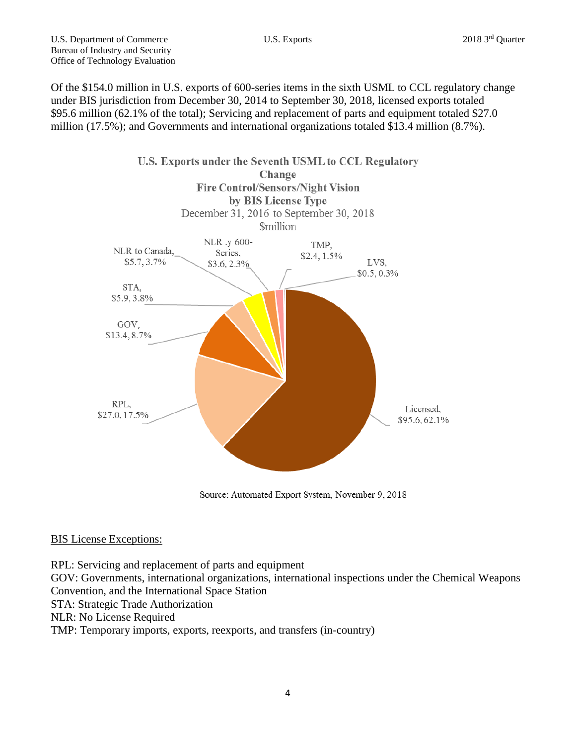Of the $154.0 million in U.S. exports of 600-series items in the sixth USML to CCL regulatory change under BIS jurisdiction from December 30, 2014 to September 30, 2018, licensed exports totaled $95.6 million (62.1% of the total); Servicing and replacement of parts and equipment totaled $27.0 million (17.5%); and Governments and international organizations totaled $13.4 million (8.7%).

U.S. Exports under the Seventh USML to CCL Regulatory Change
Fire Control/Sensors/Night Vision
by BIS License Type
December 31, 2016 to September 30, 2018
$million

NLR to Canada, $5.7, 3.7%
NLR .y 600-Series, $3.6, 2.3%
TMP, $2.4, 1.5%
LVS, $0.5, 0.3%
STA, $5.9, 3.8%
GOV, $13.4, 8.7%
RPL, $27.0, 17.5%
Licensed, $95.6, 62.1%

Source: Automated Export System, November 9, 2018

BIS License Exceptions:

RPL: Servicing and replacement of parts and equipment
GOV: Governments, international organizations, international inspections under the Chemical Weapons Convention, and the International Space Station
STA: Strategic Trade Authorization
NLR: No License Required
TMP: Temporary imports, exports, reexports, and transfers (in-country)